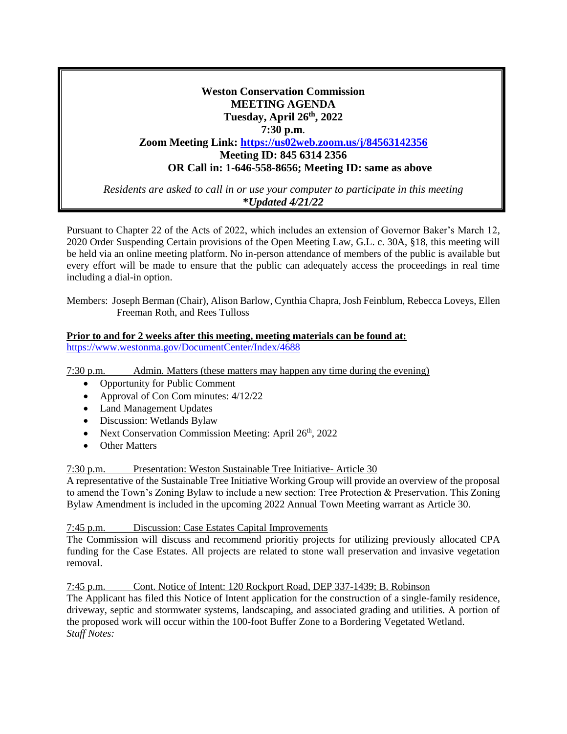**Weston Conservation Commission**
**MEETING AGENDA**
**Tuesday, April 26th, 2022**
**7:30 p.m.**
**Zoom Meeting Link: [https://us02web.zoom.us/j/84563142356](https://us02web.zoom.us/j/84563142356)**
**Meeting ID: 845 6314 2356**
**OR Call in: 1-646-558-8656; Meeting ID: same as above**

*Residents are asked to call in or use your computer to participate in this meeting*
***Updated 4/21/22***

Pursuant to Chapter 22 of the Acts of 2022, which includes an extension of Governor Baker's March 12, 2020 Order Suspending Certain provisions of the Open Meeting Law, G.L. c. 30A, §18, this meeting will be held via an online meeting platform. No in-person attendance of members of the public is available but every effort will be made to ensure that the public can adequately access the proceedings in real time including a dial-in option.

Members: Joseph Berman (Chair), Alison Barlow, Cynthia Chapra, Josh Feinblum, Rebecca Loveys, Ellen Freeman Roth, and Rees Tulloss

**Prior to and for 2 weeks after this meeting, meeting materials can be found at:**
[https://www.westonma.gov/DocumentCenter/Index/4688](https://www.westonma.gov/DocumentCenter/Index/4688)

7:30 p.m. Admin. Matters (these matters may happen any time during the evening)

- Opportunity for Public Comment
- Approval of Con Com minutes: 4/12/22
- Land Management Updates
- Discussion: Wetlands Bylaw
- Next Conservation Commission Meeting: April 26th, 2022
- Other Matters

7:30 p.m. Presentation: Weston Sustainable Tree Initiative- Article 30

A representative of the Sustainable Tree Initiative Working Group will provide an overview of the proposal to amend the Town's Zoning Bylaw to include a new section: Tree Protection & Preservation. This Zoning Bylaw Amendment is included in the upcoming 2022 Annual Town Meeting warrant as Article 30.

7:45 p.m. Discussion: Case Estates Capital Improvements

The Commission will discuss and recommend prioritiy projects for utilizing previously allocated CPA funding for the Case Estates. All projects are related to stone wall preservation and invasive vegetation removal.

7:45 p.m. Cont. Notice of Intent: 120 Rockport Road, DEP 337-1439; B. Robinson

The Applicant has filed this Notice of Intent application for the construction of a single-family residence, driveway, septic and stormwater systems, landscaping, and associated grading and utilities. A portion of the proposed work will occur within the 100-foot Buffer Zone to a Bordering Vegetated Wetland.
*Staff Notes:*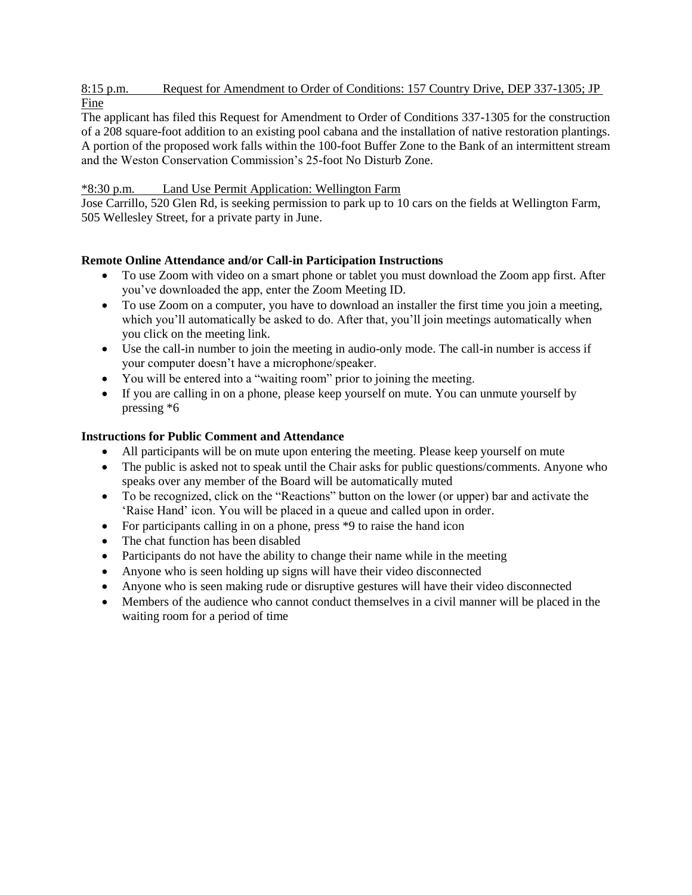<u>8:15 p.m. Request for Amendment to Order of Conditions: 157 Country Drive, DEP 337-1305; JP Fine</u>

The applicant has filed this Request for Amendment to Order of Conditions 337-1305 for the construction of a 208 square-foot addition to an existing pool cabana and the installation of native restoration plantings. A portion of the proposed work falls within the 100-foot Buffer Zone to the Bank of an intermittent stream and the Weston Conservation Commission's 25-foot No Disturb Zone.

<u>*8:30 p.m. Land Use Permit Application: Wellington Farm</u>

Jose Carrillo, 520 Glen Rd, is seeking permission to park up to 10 cars on the fields at Wellington Farm, 505 Wellesley Street, for a private party in June.

**Remote Online Attendance and/or Call-in Participation Instructions**

- To use Zoom with video on a smart phone or tablet you must download the Zoom app first. After you've downloaded the app, enter the Zoom Meeting ID.
- To use Zoom on a computer, you have to download an installer the first time you join a meeting, which you'll automatically be asked to do. After that, you'll join meetings automatically when you click on the meeting link.
- Use the call-in number to join the meeting in audio-only mode. The call-in number is access if your computer doesn't have a microphone/speaker.
- You will be entered into a "waiting room" prior to joining the meeting.
- If you are calling in on a phone, please keep yourself on mute. You can unmute yourself by pressing *6

**Instructions for Public Comment and Attendance**

- All participants will be on mute upon entering the meeting. Please keep yourself on mute
- The public is asked not to speak until the Chair asks for public questions/comments. Anyone who speaks over any member of the Board will be automatically muted
- To be recognized, click on the "Reactions" button on the lower (or upper) bar and activate the 'Raise Hand' icon. You will be placed in a queue and called upon in order.
- For participants calling in on a phone, press *9 to raise the hand icon
- The chat function has been disabled
- Participants do not have the ability to change their name while in the meeting
- Anyone who is seen holding up signs will have their video disconnected
- Anyone who is seen making rude or disruptive gestures will have their video disconnected
- Members of the audience who cannot conduct themselves in a civil manner will be placed in the waiting room for a period of time